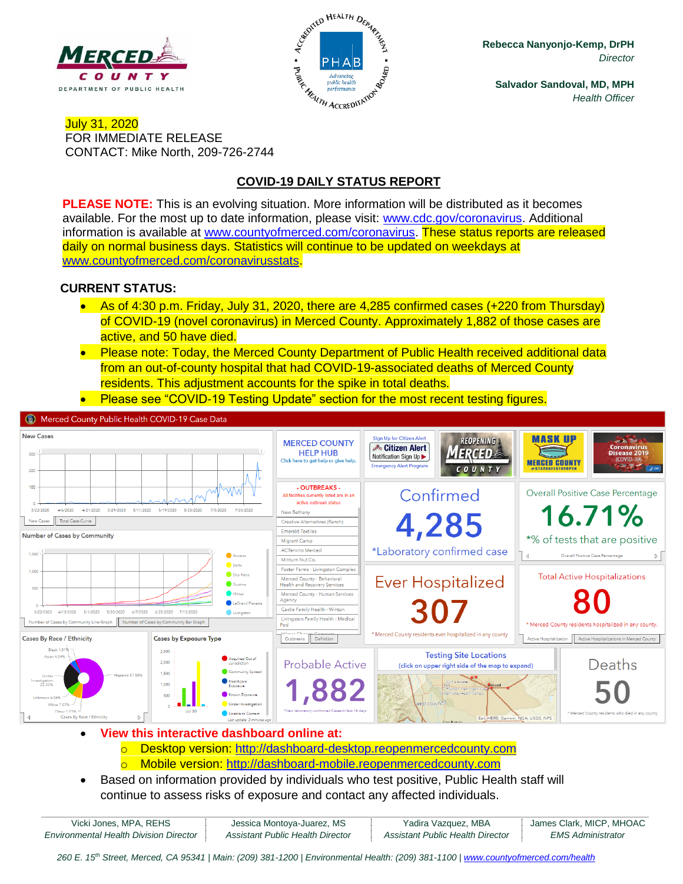MERCED COUNTY
DEPARTMENT OF PUBLIC HEALTH

**Rebecca Nanyonjo-Kemp, DrPH**
*Director*

**Salvador Sandoval, MD, MPH**
*Health Officer*

July 31, 2020
FOR IMMEDIATE RELEASE
CONTACT: Mike North, 209-726-2744

## COVID-19 DAILY STATUS REPORT

**PLEASE NOTE:** This is an evolving situation. More information will be distributed as it becomes available. For the most up to date information, please visit: www.cdc.gov/coronavirus. Additional information is available at www.countyofmerced.com/coronavirus. These status reports are released daily on normal business days. Statistics will continue to be updated on weekdays at www.countyofmerced.com/coronavirusstats.

### CURRENT STATUS:

- As of 4:30 p.m. Friday, July 31, 2020, there are 4,285 confirmed cases (+220 from Thursday) of COVID-19 (novel coronavirus) in Merced County. Approximately 1,882 of those cases are active, and 50 have died.
- Please note: Today, the Merced County Department of Public Health received additional data from an out-of-county hospital that had COVID-19-associated deaths of Merced County residents. This adjustment accounts for the spike in total deaths.
- Please see "COVID-19 Testing Update" section for the most recent testing figures.

Merced County Public Health COVID-19 Case Data

| Metric | Value |
|---|---|
| Confirmed (*Laboratory confirmed case) | 4,285 |
| Overall Positive Case Percentage (*% of tests that are positive) | 16.71% |
| Ever Hospitalized (* Merced County residents ever hospitalized in any county) | 307 |
| Total Active Hospitalizations (* Merced County residents hospitalized in any county) | 80 |
| Probable Active (*New laboratory confirmed Cases in last 14 days) | 1,882 |
| Deaths (* Merced County residents who died in any county) | 50 |

- **View this interactive dashboard online at:**
  - Desktop version: http://dashboard-desktop.reopenmercedcounty.com
  - Mobile version: http://dashboard-mobile.reopenmercedcounty.com
- Based on information provided by individuals who test positive, Public Health staff will continue to assess risks of exposure and contact any affected individuals.

| Vicki Jones, MPA, REHS | Jessica Montoya-Juarez, MS | Yadira Vazquez, MBA | James Clark, MICP, MHOAC |
|---|---|---|---|
| *Environmental Health Division Director* | *Assistant Public Health Director* | *Assistant Public Health Director* | *EMS Administrator* |

*260 E. 15th Street, Merced, CA 95341 | Main: (209) 381-1200 | Environmental Health: (209) 381-1100 | www.countyofmerced.com/health*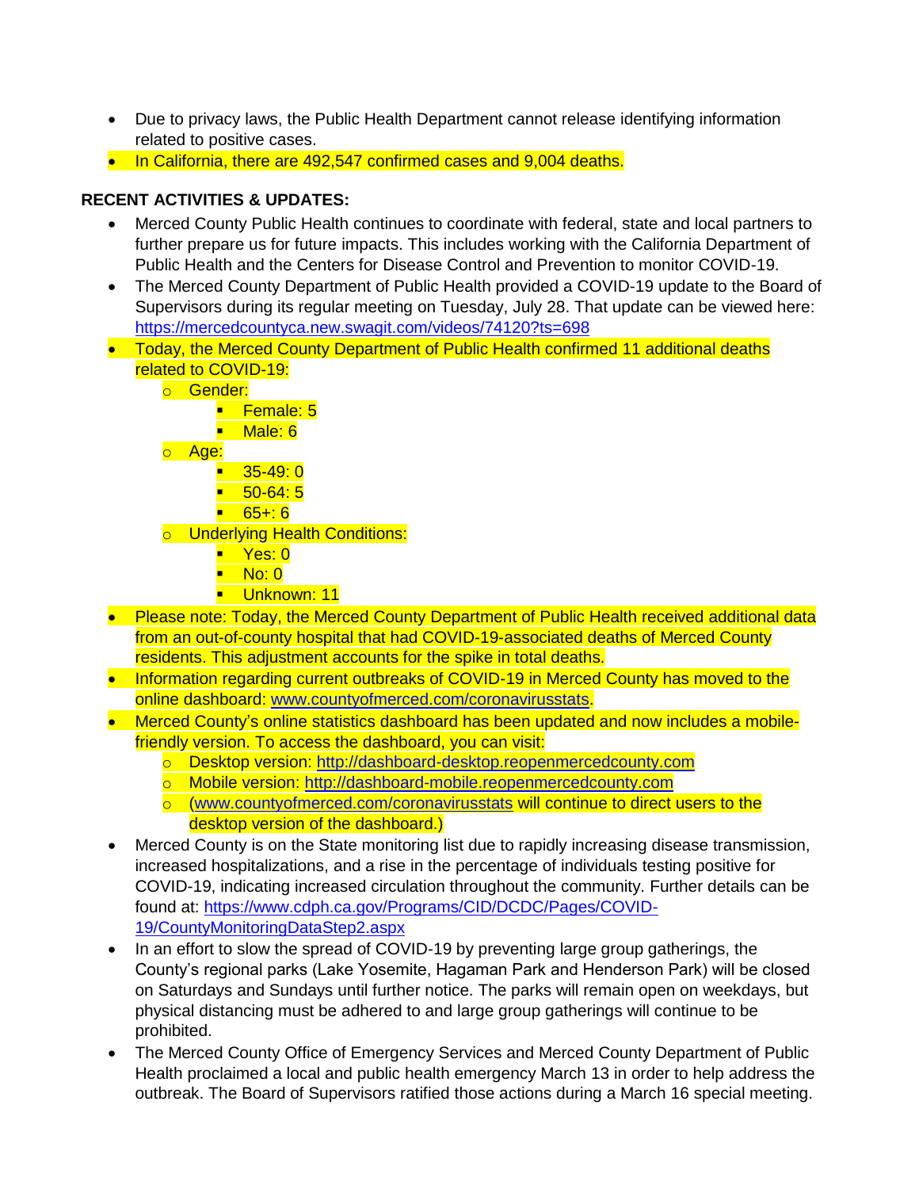- Due to privacy laws, the Public Health Department cannot release identifying information related to positive cases.
- In California, there are 492,547 confirmed cases and 9,004 deaths.

**RECENT ACTIVITIES & UPDATES:**

- Merced County Public Health continues to coordinate with federal, state and local partners to further prepare us for future impacts. This includes working with the California Department of Public Health and the Centers for Disease Control and Prevention to monitor COVID-19.
- The Merced County Department of Public Health provided a COVID-19 update to the Board of Supervisors during its regular meeting on Tuesday, July 28. That update can be viewed here: https://mercedcountyca.new.swagit.com/videos/74120?ts=698
- Today, the Merced County Department of Public Health confirmed 11 additional deaths related to COVID-19:
  - Gender:
    - Female: 5
    - Male: 6
  - Age:
    - 35-49: 0
    - 50-64: 5
    - 65+: 6
  - Underlying Health Conditions:
    - Yes: 0
    - No: 0
    - Unknown: 11
- Please note: Today, the Merced County Department of Public Health received additional data from an out-of-county hospital that had COVID-19-associated deaths of Merced County residents. This adjustment accounts for the spike in total deaths.
- Information regarding current outbreaks of COVID-19 in Merced County has moved to the online dashboard: www.countyofmerced.com/coronavirusstats.
- Merced County's online statistics dashboard has been updated and now includes a mobile-friendly version. To access the dashboard, you can visit:
  - Desktop version: http://dashboard-desktop.reopenmercedcounty.com
  - Mobile version: http://dashboard-mobile.reopenmercedcounty.com
  - (www.countyofmerced.com/coronavirusstats will continue to direct users to the desktop version of the dashboard.)
- Merced County is on the State monitoring list due to rapidly increasing disease transmission, increased hospitalizations, and a rise in the percentage of individuals testing positive for COVID-19, indicating increased circulation throughout the community. Further details can be found at: https://www.cdph.ca.gov/Programs/CID/DCDC/Pages/COVID-19/CountyMonitoringDataStep2.aspx
- In an effort to slow the spread of COVID-19 by preventing large group gatherings, the County's regional parks (Lake Yosemite, Hagaman Park and Henderson Park) will be closed on Saturdays and Sundays until further notice. The parks will remain open on weekdays, but physical distancing must be adhered to and large group gatherings will continue to be prohibited.
- The Merced County Office of Emergency Services and Merced County Department of Public Health proclaimed a local and public health emergency March 13 in order to help address the outbreak. The Board of Supervisors ratified those actions during a March 16 special meeting.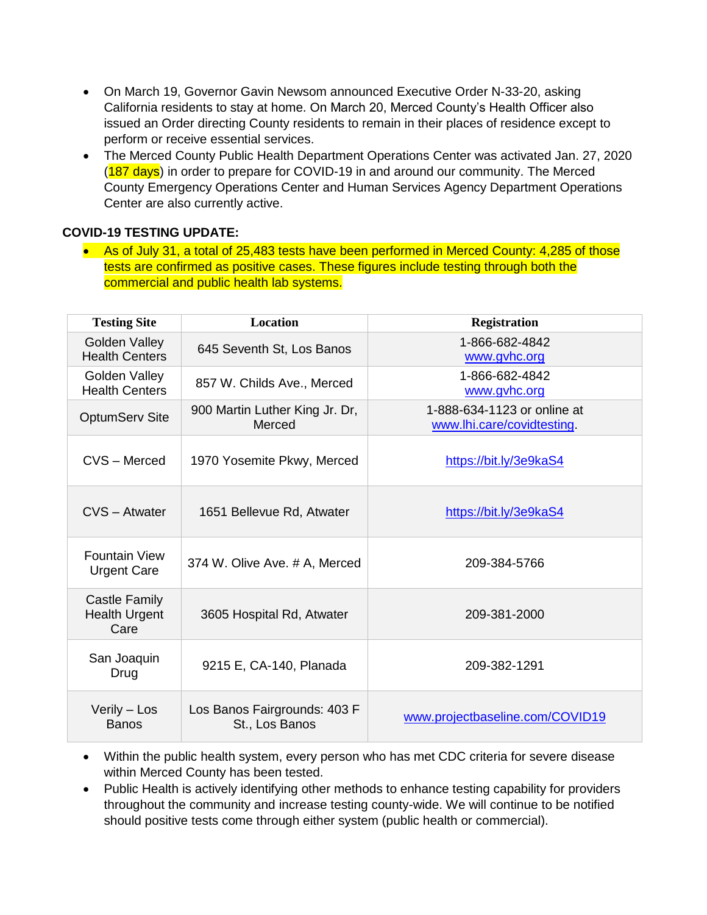- On March 19, Governor Gavin Newsom announced Executive Order N-33-20, asking California residents to stay at home. On March 20, Merced County's Health Officer also issued an Order directing County residents to remain in their places of residence except to perform or receive essential services.
- The Merced County Public Health Department Operations Center was activated Jan. 27, 2020 (187 days) in order to prepare for COVID-19 in and around our community. The Merced County Emergency Operations Center and Human Services Agency Department Operations Center are also currently active.

**COVID-19 TESTING UPDATE:**

- As of July 31, a total of 25,483 tests have been performed in Merced County: 4,285 of those tests are confirmed as positive cases. These figures include testing through both the commercial and public health lab systems.

| Testing Site | Location | Registration |
|---|---|---|
| Golden Valley Health Centers | 645 Seventh St, Los Banos | 1-866-682-4842 www.gvhc.org |
| Golden Valley Health Centers | 857 W. Childs Ave., Merced | 1-866-682-4842 www.gvhc.org |
| OptumServ Site | 900 Martin Luther King Jr. Dr, Merced | 1-888-634-1123 or online at www.lhi.care/covidtesting. |
| CVS – Merced | 1970 Yosemite Pkwy, Merced | https://bit.ly/3e9kaS4 |
| CVS – Atwater | 1651 Bellevue Rd, Atwater | https://bit.ly/3e9kaS4 |
| Fountain View Urgent Care | 374 W. Olive Ave. # A, Merced | 209-384-5766 |
| Castle Family Health Urgent Care | 3605 Hospital Rd, Atwater | 209-381-2000 |
| San Joaquin Drug | 9215 E, CA-140, Planada | 209-382-1291 |
| Verily – Los Banos | Los Banos Fairgrounds: 403 F St., Los Banos | www.projectbaseline.com/COVID19 |

- Within the public health system, every person who has met CDC criteria for severe disease within Merced County has been tested.
- Public Health is actively identifying other methods to enhance testing capability for providers throughout the community and increase testing county-wide. We will continue to be notified should positive tests come through either system (public health or commercial).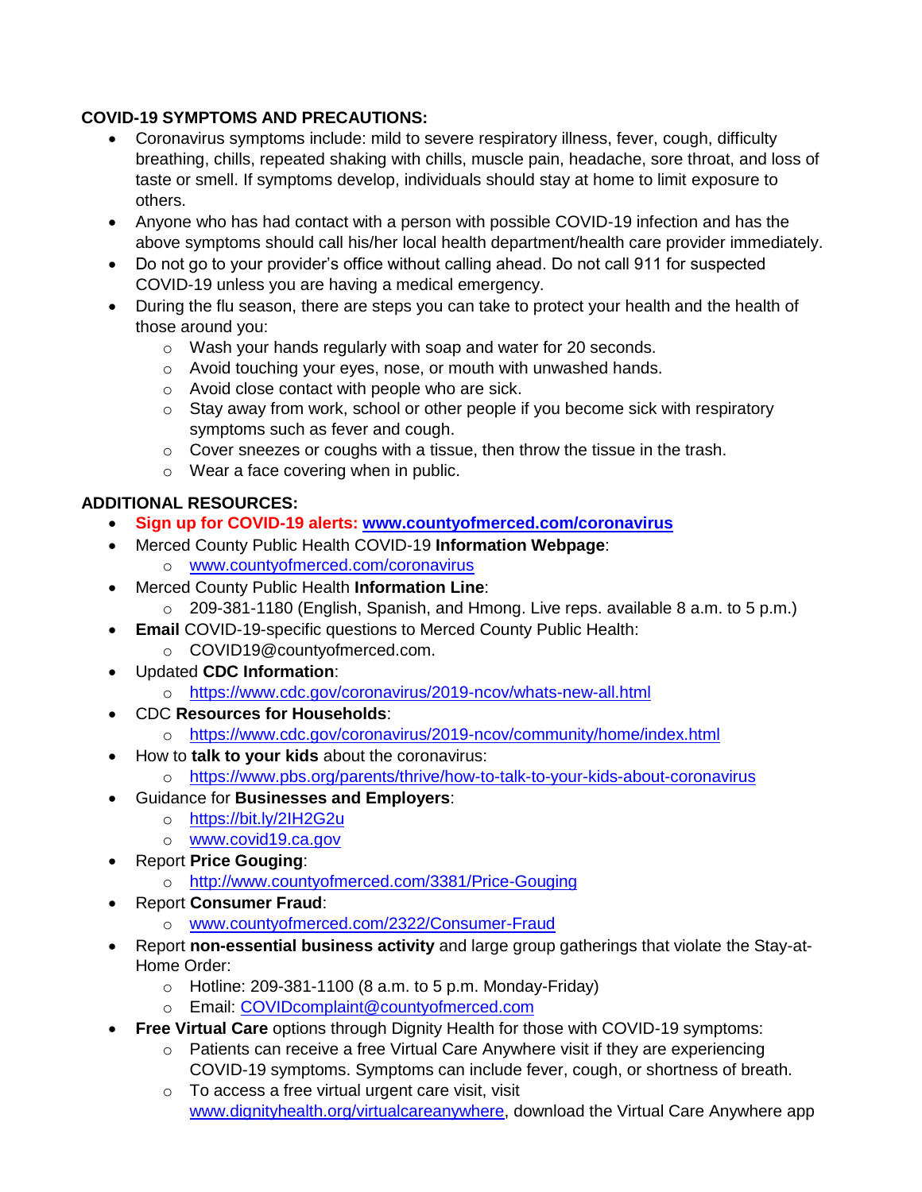**COVID-19 SYMPTOMS AND PRECAUTIONS:**

- Coronavirus symptoms include: mild to severe respiratory illness, fever, cough, difficulty breathing, chills, repeated shaking with chills, muscle pain, headache, sore throat, and loss of taste or smell. If symptoms develop, individuals should stay at home to limit exposure to others.
- Anyone who has had contact with a person with possible COVID-19 infection and has the above symptoms should call his/her local health department/health care provider immediately.
- Do not go to your provider's office without calling ahead. Do not call 911 for suspected COVID-19 unless you are having a medical emergency.
- During the flu season, there are steps you can take to protect your health and the health of those around you:
  - Wash your hands regularly with soap and water for 20 seconds.
  - Avoid touching your eyes, nose, or mouth with unwashed hands.
  - Avoid close contact with people who are sick.
  - Stay away from work, school or other people if you become sick with respiratory symptoms such as fever and cough.
  - Cover sneezes or coughs with a tissue, then throw the tissue in the trash.
  - Wear a face covering when in public.

**ADDITIONAL RESOURCES:**

- **Sign up for COVID-19 alerts: [www.countyofmerced.com/coronavirus](http://www.countyofmerced.com/coronavirus)**
- Merced County Public Health COVID-19 **Information Webpage**:
  - [www.countyofmerced.com/coronavirus](http://www.countyofmerced.com/coronavirus)
- Merced County Public Health **Information Line**:
  - 209-381-1180 (English, Spanish, and Hmong. Live reps. available 8 a.m. to 5 p.m.)
- **Email** COVID-19-specific questions to Merced County Public Health:
  - COVID19@countyofmerced.com.
- Updated **CDC Information**:
  - [https://www.cdc.gov/coronavirus/2019-ncov/whats-new-all.html](https://www.cdc.gov/coronavirus/2019-ncov/whats-new-all.html)
- CDC **Resources for Households**:
  - [https://www.cdc.gov/coronavirus/2019-ncov/community/home/index.html](https://www.cdc.gov/coronavirus/2019-ncov/community/home/index.html)
- How to **talk to your kids** about the coronavirus:
  - [https://www.pbs.org/parents/thrive/how-to-talk-to-your-kids-about-coronavirus](https://www.pbs.org/parents/thrive/how-to-talk-to-your-kids-about-coronavirus)
- Guidance for **Businesses and Employers**:
  - [https://bit.ly/2IH2G2u](https://bit.ly/2IH2G2u)
  - [www.covid19.ca.gov](http://www.covid19.ca.gov)
- Report **Price Gouging**:
  - [http://www.countyofmerced.com/3381/Price-Gouging](http://www.countyofmerced.com/3381/Price-Gouging)
- Report **Consumer Fraud**:
  - [www.countyofmerced.com/2322/Consumer-Fraud](http://www.countyofmerced.com/2322/Consumer-Fraud)
- Report **non-essential business activity** and large group gatherings that violate the Stay-at-Home Order:
  - Hotline: 209-381-1100 (8 a.m. to 5 p.m. Monday-Friday)
  - Email: [COVIDcomplaint@countyofmerced.com](mailto:COVIDcomplaint@countyofmerced.com)
- **Free Virtual Care** options through Dignity Health for those with COVID-19 symptoms:
  - Patients can receive a free Virtual Care Anywhere visit if they are experiencing COVID-19 symptoms. Symptoms can include fever, cough, or shortness of breath.
  - To access a free virtual urgent care visit, visit [www.dignityhealth.org/virtualcareanywhere](http://www.dignityhealth.org/virtualcareanywhere), download the Virtual Care Anywhere app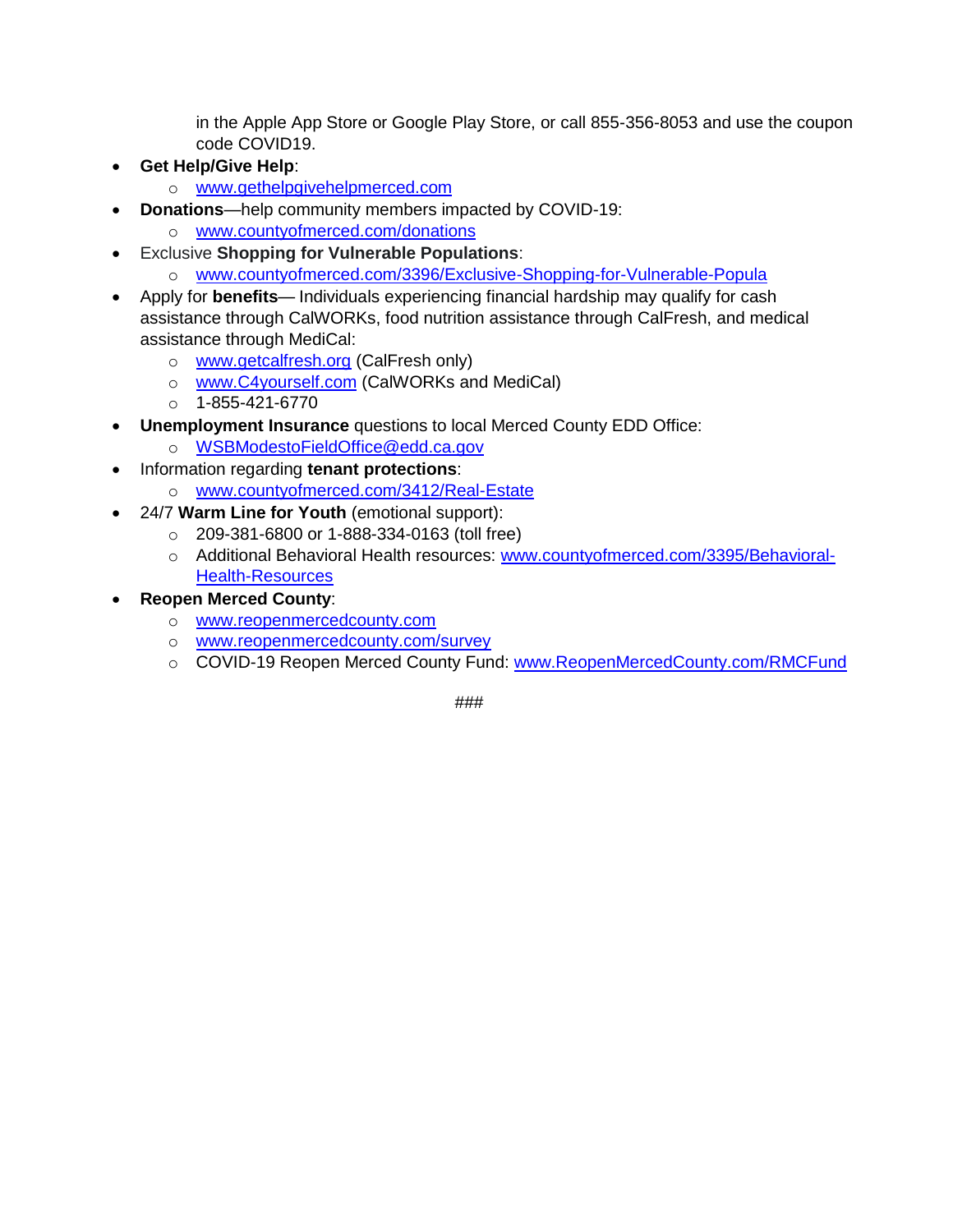in the Apple App Store or Google Play Store, or call 855-356-8053 and use the coupon code COVID19.

- **Get Help/Give Help**:
  - www.gethelpgivehelpmerced.com
- **Donations**—help community members impacted by COVID-19:
  - www.countyofmerced.com/donations
- Exclusive **Shopping for Vulnerable Populations**:
  - www.countyofmerced.com/3396/Exclusive-Shopping-for-Vulnerable-Popula
- Apply for **benefits**— Individuals experiencing financial hardship may qualify for cash assistance through CalWORKs, food nutrition assistance through CalFresh, and medical assistance through MediCal:
  - www.getcalfresh.org (CalFresh only)
  - www.C4yourself.com (CalWORKs and MediCal)
  - 1-855-421-6770
- **Unemployment Insurance** questions to local Merced County EDD Office:
  - WSBModestoFieldOffice@edd.ca.gov
- Information regarding **tenant protections**:
  - www.countyofmerced.com/3412/Real-Estate
- 24/7 **Warm Line for Youth** (emotional support):
  - 209-381-6800 or 1-888-334-0163 (toll free)
  - Additional Behavioral Health resources: www.countyofmerced.com/3395/Behavioral-Health-Resources
- **Reopen Merced County**:
  - www.reopenmercedcounty.com
  - www.reopenmercedcounty.com/survey
  - COVID-19 Reopen Merced County Fund: www.ReopenMercedCounty.com/RMCFund

###